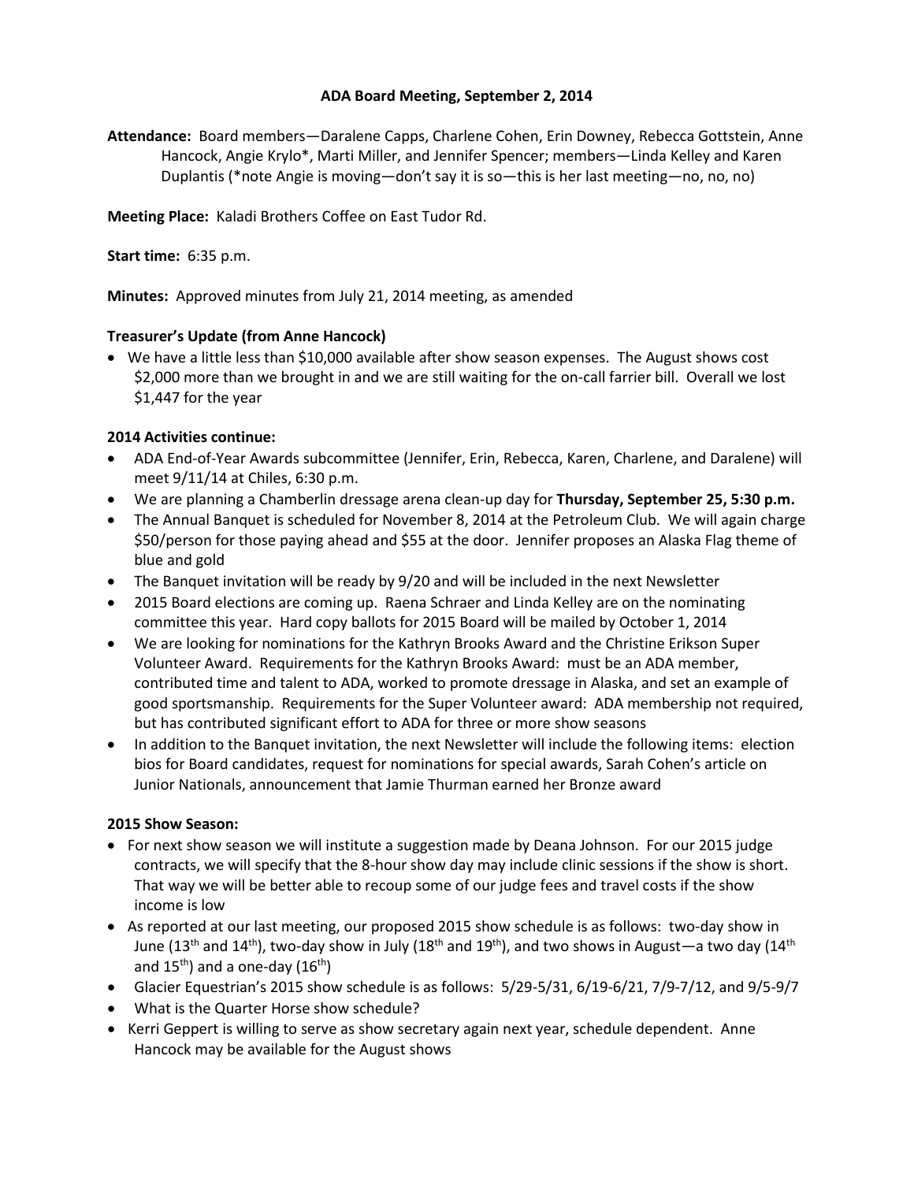# ADA Board Meeting, September 2, 2014

**Attendance:** Board members—Daralene Capps, Charlene Cohen, Erin Downey, Rebecca Gottstein, Anne Hancock, Angie Krylo*, Marti Miller, and Jennifer Spencer; members—Linda Kelley and Karen Duplantis (*note Angie is moving—don't say it is so—this is her last meeting—no, no, no)

**Meeting Place:** Kaladi Brothers Coffee on East Tudor Rd.

**Start time:** 6:35 p.m.

**Minutes:** Approved minutes from July 21, 2014 meeting, as amended

### Treasurer's Update (from Anne Hancock)

- We have a little less than $10,000 available after show season expenses. The August shows cost $2,000 more than we brought in and we are still waiting for the on-call farrier bill. Overall we lost $1,447 for the year

### 2014 Activities continue:

- ADA End-of-Year Awards subcommittee (Jennifer, Erin, Rebecca, Karen, Charlene, and Daralene) will meet 9/11/14 at Chiles, 6:30 p.m.
- We are planning a Chamberlin dressage arena clean-up day for **Thursday, September 25, 5:30 p.m.**
- The Annual Banquet is scheduled for November 8, 2014 at the Petroleum Club. We will again charge $50/person for those paying ahead and $55 at the door. Jennifer proposes an Alaska Flag theme of blue and gold
- The Banquet invitation will be ready by 9/20 and will be included in the next Newsletter
- 2015 Board elections are coming up. Raena Schraer and Linda Kelley are on the nominating committee this year. Hard copy ballots for 2015 Board will be mailed by October 1, 2014
- We are looking for nominations for the Kathryn Brooks Award and the Christine Erikson Super Volunteer Award. Requirements for the Kathryn Brooks Award: must be an ADA member, contributed time and talent to ADA, worked to promote dressage in Alaska, and set an example of good sportsmanship. Requirements for the Super Volunteer award: ADA membership not required, but has contributed significant effort to ADA for three or more show seasons
- In addition to the Banquet invitation, the next Newsletter will include the following items: election bios for Board candidates, request for nominations for special awards, Sarah Cohen's article on Junior Nationals, announcement that Jamie Thurman earned her Bronze award

### 2015 Show Season:

- For next show season we will institute a suggestion made by Deana Johnson. For our 2015 judge contracts, we will specify that the 8-hour show day may include clinic sessions if the show is short. That way we will be better able to recoup some of our judge fees and travel costs if the show income is low
- As reported at our last meeting, our proposed 2015 show schedule is as follows: two-day show in June (13th and 14th), two-day show in July (18th and 19th), and two shows in August—a two day (14th and 15th) and a one-day (16th)
- Glacier Equestrian's 2015 show schedule is as follows: 5/29-5/31, 6/19-6/21, 7/9-7/12, and 9/5-9/7
- What is the Quarter Horse show schedule?
- Kerri Geppert is willing to serve as show secretary again next year, schedule dependent. Anne Hancock may be available for the August shows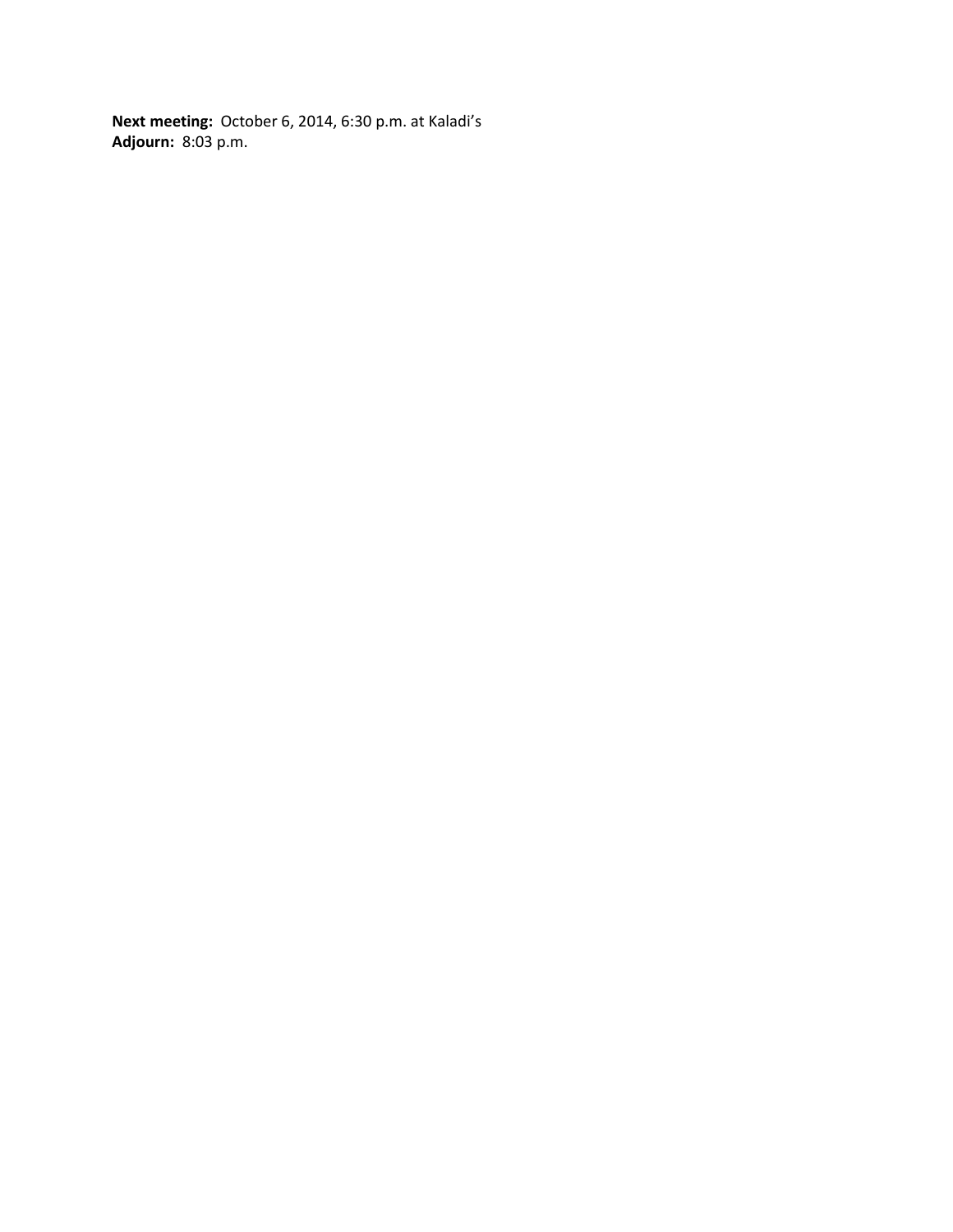**Next meeting:** October 6, 2014, 6:30 p.m. at Kaladi's
**Adjourn:** 8:03 p.m.